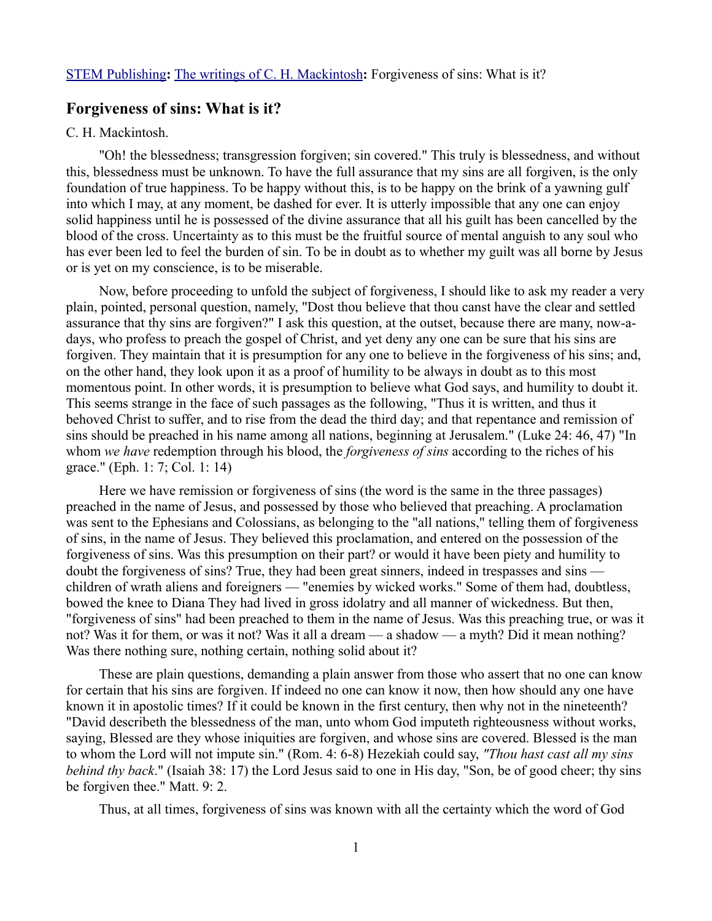STEM Publishing**:** The writings of C. H. Mackintosh**:** Forgiveness of sins: What is it?

## Forgiveness of sins: What is it?

C. H. Mackintosh.

"Oh! the blessedness; transgression forgiven; sin covered." This truly is blessedness, and without this, blessedness must be unknown. To have the full assurance that my sins are all forgiven, is the only foundation of true happiness. To be happy without this, is to be happy on the brink of a yawning gulf into which I may, at any moment, be dashed for ever. It is utterly impossible that any one can enjoy solid happiness until he is possessed of the divine assurance that all his guilt has been cancelled by the blood of the cross. Uncertainty as to this must be the fruitful source of mental anguish to any soul who has ever been led to feel the burden of sin. To be in doubt as to whether my guilt was all borne by Jesus or is yet on my conscience, is to be miserable.

Now, before proceeding to unfold the subject of forgiveness, I should like to ask my reader a very plain, pointed, personal question, namely, "Dost thou believe that thou canst have the clear and settled assurance that thy sins are forgiven?" I ask this question, at the outset, because there are many, now-a-days, who profess to preach the gospel of Christ, and yet deny any one can be sure that his sins are forgiven. They maintain that it is presumption for any one to believe in the forgiveness of his sins; and, on the other hand, they look upon it as a proof of humility to be always in doubt as to this most momentous point. In other words, it is presumption to believe what God says, and humility to doubt it. This seems strange in the face of such passages as the following, "Thus it is written, and thus it behoved Christ to suffer, and to rise from the dead the third day; and that repentance and remission of sins should be preached in his name among all nations, beginning at Jerusalem." (Luke 24: 46, 47) "In whom *we have* redemption through his blood, the *forgiveness of sins* according to the riches of his grace." (Eph. 1: 7; Col. 1: 14)

Here we have remission or forgiveness of sins (the word is the same in the three passages) preached in the name of Jesus, and possessed by those who believed that preaching. A proclamation was sent to the Ephesians and Colossians, as belonging to the "all nations," telling them of forgiveness of sins, in the name of Jesus. They believed this proclamation, and entered on the possession of the forgiveness of sins. Was this presumption on their part? or would it have been piety and humility to doubt the forgiveness of sins? True, they had been great sinners, indeed in trespasses and sins — children of wrath aliens and foreigners — "enemies by wicked works." Some of them had, doubtless, bowed the knee to Diana They had lived in gross idolatry and all manner of wickedness. But then, "forgiveness of sins" had been preached to them in the name of Jesus. Was this preaching true, or was it not? Was it for them, or was it not? Was it all a dream — a shadow — a myth? Did it mean nothing? Was there nothing sure, nothing certain, nothing solid about it?

These are plain questions, demanding a plain answer from those who assert that no one can know for certain that his sins are forgiven. If indeed no one can know it now, then how should any one have known it in apostolic times? If it could be known in the first century, then why not in the nineteenth? "David describeth the blessedness of the man, unto whom God imputeth righteousness without works, saying, Blessed are they whose iniquities are forgiven, and whose sins are covered. Blessed is the man to whom the Lord will not impute sin." (Rom. 4: 6-8) Hezekiah could say, *"Thou hast cast all my sins behind thy back*." (Isaiah 38: 17) the Lord Jesus said to one in His day, "Son, be of good cheer; thy sins be forgiven thee." Matt. 9: 2.

Thus, at all times, forgiveness of sins was known with all the certainty which the word of God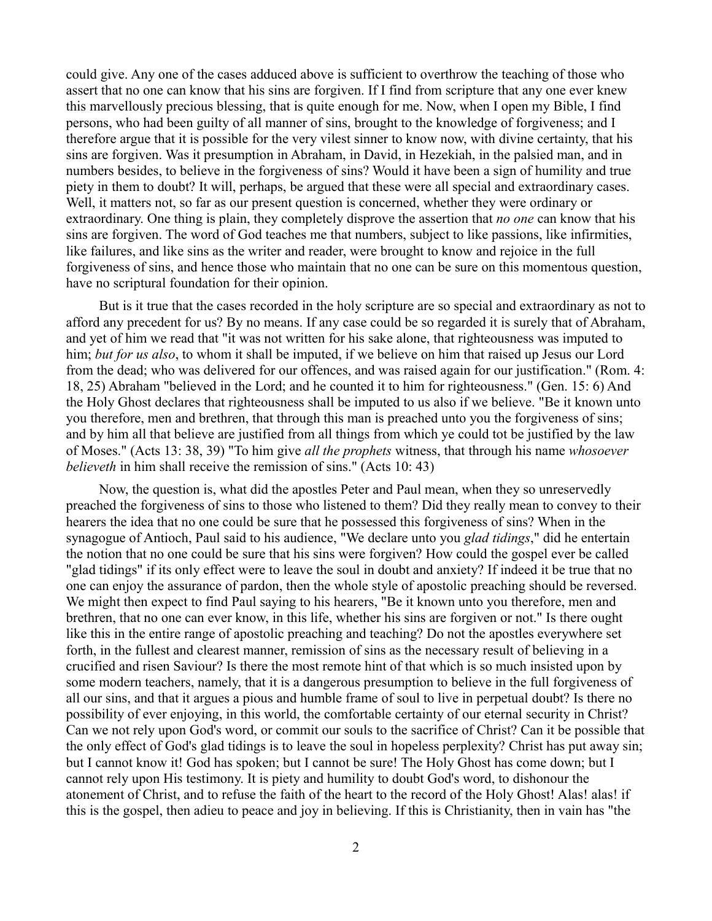could give. Any one of the cases adduced above is sufficient to overthrow the teaching of those who assert that no one can know that his sins are forgiven. If I find from scripture that any one ever knew this marvellously precious blessing, that is quite enough for me. Now, when I open my Bible, I find persons, who had been guilty of all manner of sins, brought to the knowledge of forgiveness; and I therefore argue that it is possible for the very vilest sinner to know now, with divine certainty, that his sins are forgiven. Was it presumption in Abraham, in David, in Hezekiah, in the palsied man, and in numbers besides, to believe in the forgiveness of sins? Would it have been a sign of humility and true piety in them to doubt? It will, perhaps, be argued that these were all special and extraordinary cases. Well, it matters not, so far as our present question is concerned, whether they were ordinary or extraordinary. One thing is plain, they completely disprove the assertion that *no one* can know that his sins are forgiven. The word of God teaches me that numbers, subject to like passions, like infirmities, like failures, and like sins as the writer and reader, were brought to know and rejoice in the full forgiveness of sins, and hence those who maintain that no one can be sure on this momentous question, have no scriptural foundation for their opinion.

But is it true that the cases recorded in the holy scripture are so special and extraordinary as not to afford any precedent for us? By no means. If any case could be so regarded it is surely that of Abraham, and yet of him we read that "it was not written for his sake alone, that righteousness was imputed to him; *but for us also*, to whom it shall be imputed, if we believe on him that raised up Jesus our Lord from the dead; who was delivered for our offences, and was raised again for our justification." (Rom. 4: 18, 25) Abraham "believed in the Lord; and he counted it to him for righteousness." (Gen. 15: 6) And the Holy Ghost declares that righteousness shall be imputed to us also if we believe. "Be it known unto you therefore, men and brethren, that through this man is preached unto you the forgiveness of sins; and by him all that believe are justified from all things from which ye could tot be justified by the law of Moses." (Acts 13: 38, 39) "To him give *all the prophets* witness, that through his name *whosoever believeth* in him shall receive the remission of sins." (Acts 10: 43)

Now, the question is, what did the apostles Peter and Paul mean, when they so unreservedly preached the forgiveness of sins to those who listened to them? Did they really mean to convey to their hearers the idea that no one could be sure that he possessed this forgiveness of sins? When in the synagogue of Antioch, Paul said to his audience, "We declare unto you *glad tidings*," did he entertain the notion that no one could be sure that his sins were forgiven? How could the gospel ever be called "glad tidings" if its only effect were to leave the soul in doubt and anxiety? If indeed it be true that no one can enjoy the assurance of pardon, then the whole style of apostolic preaching should be reversed. We might then expect to find Paul saying to his hearers, "Be it known unto you therefore, men and brethren, that no one can ever know, in this life, whether his sins are forgiven or not." Is there ought like this in the entire range of apostolic preaching and teaching? Do not the apostles everywhere set forth, in the fullest and clearest manner, remission of sins as the necessary result of believing in a crucified and risen Saviour? Is there the most remote hint of that which is so much insisted upon by some modern teachers, namely, that it is a dangerous presumption to believe in the full forgiveness of all our sins, and that it argues a pious and humble frame of soul to live in perpetual doubt? Is there no possibility of ever enjoying, in this world, the comfortable certainty of our eternal security in Christ? Can we not rely upon God's word, or commit our souls to the sacrifice of Christ? Can it be possible that the only effect of God's glad tidings is to leave the soul in hopeless perplexity? Christ has put away sin; but I cannot know it! God has spoken; but I cannot be sure! The Holy Ghost has come down; but I cannot rely upon His testimony. It is piety and humility to doubt God's word, to dishonour the atonement of Christ, and to refuse the faith of the heart to the record of the Holy Ghost! Alas! alas! if this is the gospel, then adieu to peace and joy in believing. If this is Christianity, then in vain has "the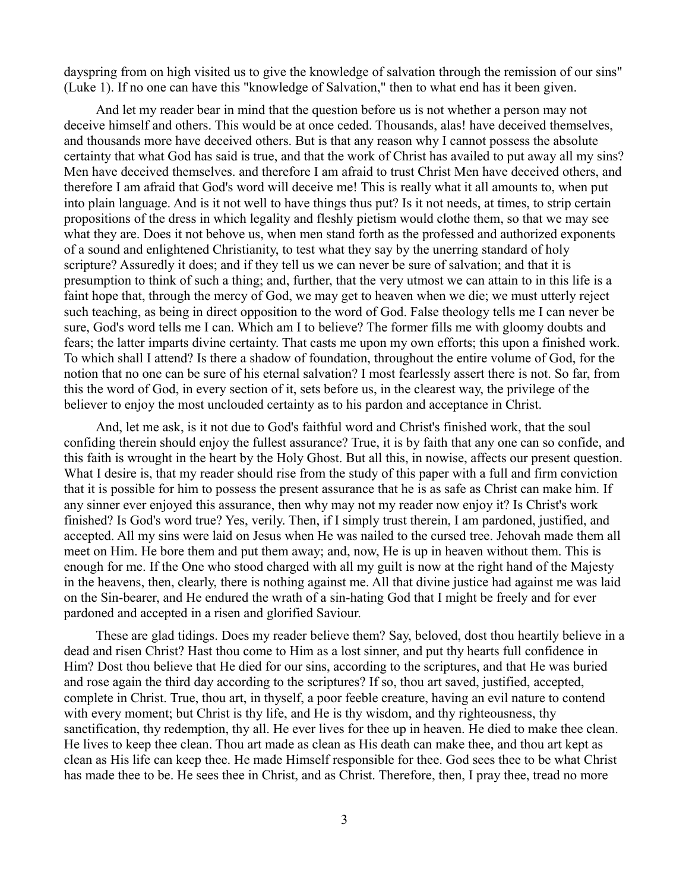dayspring from on high visited us to give the knowledge of salvation through the remission of our sins" (Luke 1). If no one can have this "knowledge of Salvation," then to what end has it been given.

And let my reader bear in mind that the question before us is not whether a person may not deceive himself and others. This would be at once ceded. Thousands, alas! have deceived themselves, and thousands more have deceived others. But is that any reason why I cannot possess the absolute certainty that what God has said is true, and that the work of Christ has availed to put away all my sins? Men have deceived themselves. and therefore I am afraid to trust Christ Men have deceived others, and therefore I am afraid that God's word will deceive me! This is really what it all amounts to, when put into plain language. And is it not well to have things thus put? Is it not needs, at times, to strip certain propositions of the dress in which legality and fleshly pietism would clothe them, so that we may see what they are. Does it not behove us, when men stand forth as the professed and authorized exponents of a sound and enlightened Christianity, to test what they say by the unerring standard of holy scripture? Assuredly it does; and if they tell us we can never be sure of salvation; and that it is presumption to think of such a thing; and, further, that the very utmost we can attain to in this life is a faint hope that, through the mercy of God, we may get to heaven when we die; we must utterly reject such teaching, as being in direct opposition to the word of God. False theology tells me I can never be sure, God's word tells me I can. Which am I to believe? The former fills me with gloomy doubts and fears; the latter imparts divine certainty. That casts me upon my own efforts; this upon a finished work. To which shall I attend? Is there a shadow of foundation, throughout the entire volume of God, for the notion that no one can be sure of his eternal salvation? I most fearlessly assert there is not. So far, from this the word of God, in every section of it, sets before us, in the clearest way, the privilege of the believer to enjoy the most unclouded certainty as to his pardon and acceptance in Christ.

And, let me ask, is it not due to God's faithful word and Christ's finished work, that the soul confiding therein should enjoy the fullest assurance? True, it is by faith that any one can so confide, and this faith is wrought in the heart by the Holy Ghost. But all this, in nowise, affects our present question. What I desire is, that my reader should rise from the study of this paper with a full and firm conviction that it is possible for him to possess the present assurance that he is as safe as Christ can make him. If any sinner ever enjoyed this assurance, then why may not my reader now enjoy it? Is Christ's work finished? Is God's word true? Yes, verily. Then, if I simply trust therein, I am pardoned, justified, and accepted. All my sins were laid on Jesus when He was nailed to the cursed tree. Jehovah made them all meet on Him. He bore them and put them away; and, now, He is up in heaven without them. This is enough for me. If the One who stood charged with all my guilt is now at the right hand of the Majesty in the heavens, then, clearly, there is nothing against me. All that divine justice had against me was laid on the Sin-bearer, and He endured the wrath of a sin-hating God that I might be freely and for ever pardoned and accepted in a risen and glorified Saviour.

These are glad tidings. Does my reader believe them? Say, beloved, dost thou heartily believe in a dead and risen Christ? Hast thou come to Him as a lost sinner, and put thy hearts full confidence in Him? Dost thou believe that He died for our sins, according to the scriptures, and that He was buried and rose again the third day according to the scriptures? If so, thou art saved, justified, accepted, complete in Christ. True, thou art, in thyself, a poor feeble creature, having an evil nature to contend with every moment; but Christ is thy life, and He is thy wisdom, and thy righteousness, thy sanctification, thy redemption, thy all. He ever lives for thee up in heaven. He died to make thee clean. He lives to keep thee clean. Thou art made as clean as His death can make thee, and thou art kept as clean as His life can keep thee. He made Himself responsible for thee. God sees thee to be what Christ has made thee to be. He sees thee in Christ, and as Christ. Therefore, then, I pray thee, tread no more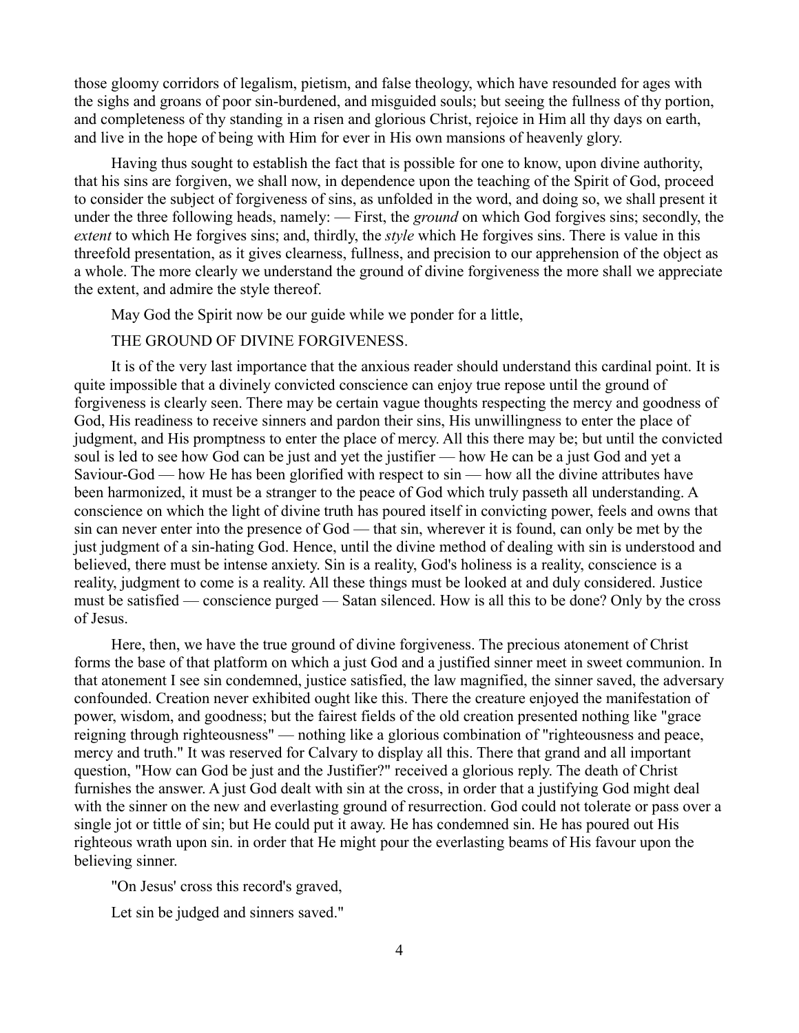those gloomy corridors of legalism, pietism, and false theology, which have resounded for ages with the sighs and groans of poor sin-burdened, and misguided souls; but seeing the fullness of thy portion, and completeness of thy standing in a risen and glorious Christ, rejoice in Him all thy days on earth, and live in the hope of being with Him for ever in His own mansions of heavenly glory.

Having thus sought to establish the fact that is possible for one to know, upon divine authority, that his sins are forgiven, we shall now, in dependence upon the teaching of the Spirit of God, proceed to consider the subject of forgiveness of sins, as unfolded in the word, and doing so, we shall present it under the three following heads, namely: — First, the *ground* on which God forgives sins; secondly, the *extent* to which He forgives sins; and, thirdly, the *style* which He forgives sins. There is value in this threefold presentation, as it gives clearness, fullness, and precision to our apprehension of the object as a whole. The more clearly we understand the ground of divine forgiveness the more shall we appreciate the extent, and admire the style thereof.

May God the Spirit now be our guide while we ponder for a little,

## THE GROUND OF DIVINE FORGIVENESS.

It is of the very last importance that the anxious reader should understand this cardinal point. It is quite impossible that a divinely convicted conscience can enjoy true repose until the ground of forgiveness is clearly seen. There may be certain vague thoughts respecting the mercy and goodness of God, His readiness to receive sinners and pardon their sins, His unwillingness to enter the place of judgment, and His promptness to enter the place of mercy. All this there may be; but until the convicted soul is led to see how God can be just and yet the justifier — how He can be a just God and yet a Saviour-God — how He has been glorified with respect to sin — how all the divine attributes have been harmonized, it must be a stranger to the peace of God which truly passeth all understanding. A conscience on which the light of divine truth has poured itself in convicting power, feels and owns that sin can never enter into the presence of God — that sin, wherever it is found, can only be met by the just judgment of a sin-hating God. Hence, until the divine method of dealing with sin is understood and believed, there must be intense anxiety. Sin is a reality, God's holiness is a reality, conscience is a reality, judgment to come is a reality. All these things must be looked at and duly considered. Justice must be satisfied — conscience purged — Satan silenced. How is all this to be done? Only by the cross of Jesus.

Here, then, we have the true ground divine forgiveness. The precious atonement of Christ forms the base of that platform on which a just God and a justified sinner meet in sweet communion. In that atonement I see sin condemned, justice satisfied, the law magnified, the sinner saved, the adversary confounded. Creation never exhibited ought like this. There the creature enjoyed the manifestation of power, wisdom, and goodness; but the fairest fields of the old creation presented nothing like "grace reigning through righteousness" — nothing like a glorious combination of "righteousness and peace, mercy and truth." It was reserved for Calvary to display all this. There that grand and all important question, "How can God be just and the Justifier?" received a glorious reply. The death of Christ furnishes the answer. A just God dealt with sin at the cross, in order that a justifying God might deal with the sinner on the new and everlasting ground of resurrection. God could not tolerate or pass over a single jot or tittle of sin; but He could put it away. He has condemned sin. He has poured out His righteous wrath upon sin. in order that He might pour the everlasting beams of His favour upon the believing sinner.

"On Jesus' cross this record's graved,

Let sin be judged and sinners saved."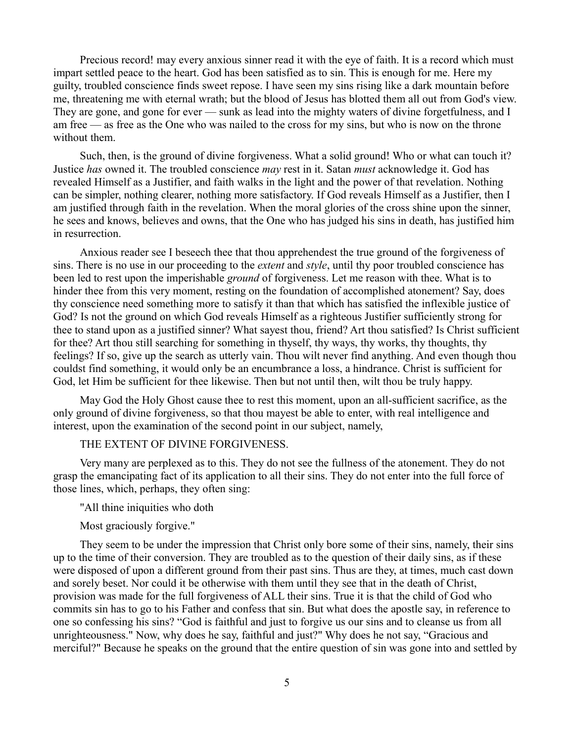Precious record! may every anxious sinner read it with the eye of faith. It is a record which must impart settled peace to the heart. God has been satisfied as to sin. This is enough for me. Here my guilty, troubled conscience finds sweet repose. I have seen my sins rising like a dark mountain before me, threatening me with eternal wrath; but the blood of Jesus has blotted them all out from God's view. They are gone, and gone for ever — sunk as lead into the mighty waters of divine forgetfulness, and I am free — as free as the One who was nailed to the cross for my sins, but who is now on the throne without them.

Such, then, is the ground of divine forgiveness. What a solid ground! Who or what can touch it? Justice *has* owned it. The troubled conscience *may* rest in it. Satan *must* acknowledge it. God has revealed Himself as a Justifier, and faith walks in the light and the power of that revelation. Nothing can be simpler, nothing clearer, nothing more satisfactory. If God reveals Himself as a Justifier, then I am justified through faith in the revelation. When the moral glories of the cross shine upon the sinner, he sees and knows, believes and owns, that the One who has judged his sins in death, has justified him in resurrection.

Anxious reader see I beseech thee that thou apprehendest the true ground of the forgiveness of sins. There is no use in our proceeding to the *extent* and *style*, until thy poor troubled conscience has been led to rest upon the imperishable *ground* of forgiveness. Let me reason with thee. What is to hinder thee from this very moment, resting on the foundation of accomplished atonement? Say, does thy conscience need something more to satisfy it than that which has satisfied the inflexible justice of God? Is not the ground on which God reveals Himself as a righteous Justifier sufficiently strong for thee to stand upon as a justified sinner? What sayest thou, friend? Art thou satisfied? Is Christ sufficient for thee? Art thou still searching for something in thyself, thy ways, thy works, thy thoughts, thy feelings? If so, give up the search as utterly vain. Thou wilt never find anything. And even though thou couldst find something, it would only be an encumbrance a loss, a hindrance. Christ is sufficient for God, let Him be sufficient for thee likewise. Then but not until then, wilt thou be truly happy.

May God the Holy Ghost cause thee to rest this moment, upon an all-sufficient sacrifice, as the only ground of divine forgiveness, so that thou mayest be able to enter, with real intelligence and interest, upon the examination of the second point in our subject, namely,

THE EXTENT OF DIVINE FORGIVENESS.

Very many are perplexed as to this. They do not see the fullness of the atonement. They do not grasp the emancipating fact of its application to all their sins. They do not enter into the full force of those lines, which, perhaps, they often sing:

"All thine iniquities who doth

Most graciously forgive."

They seem to be under the impression that Christ only bore some of their sins, namely, their sins up to the time of their conversion. They are troubled as to the question of their daily sins, as if these were disposed of upon a different ground from their past sins. Thus are they, at times, much cast down and sorely beset. Nor could it be otherwise with them until they see that in the death of Christ, provision was made for the full forgiveness of ALL their sins. True it is that the child of God who commits sin has to go to his Father and confess that sin. But what does the apostle say, in reference to one so confessing his sins? "God is faithful and just to forgive us our sins and to cleanse us from all unrighteousness." Now, why does he say, faithful and just?" Why does he not say, "Gracious and merciful?" Because he speaks on the ground that the entire question of sin was gone into and settled by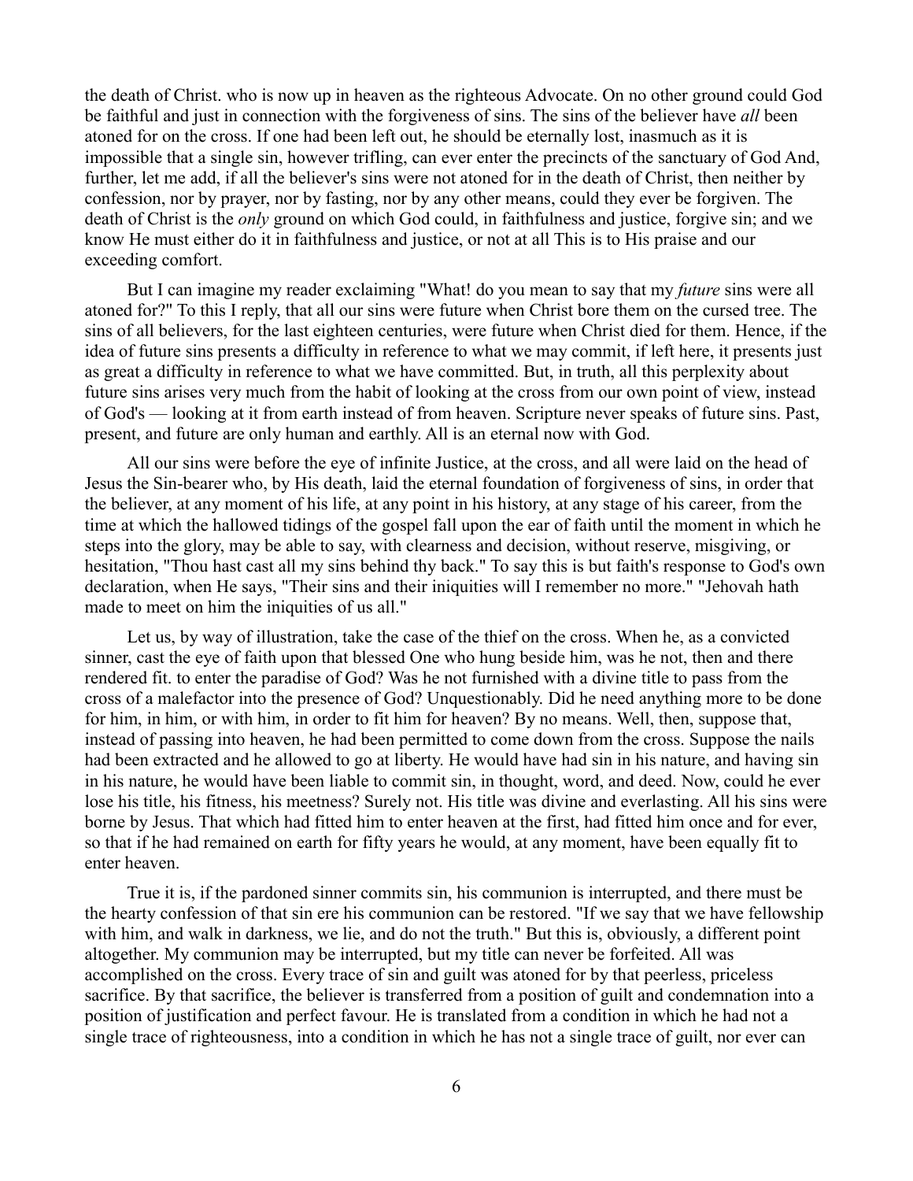the death of Christ. who is now up in heaven as the righteous Advocate. On no other ground could God be faithful and just in connection with the forgiveness of sins. The sins of the believer have *all* been atoned for on the cross. If one had been left out, he should be eternally lost, inasmuch as it is impossible that a single sin, however trifling, can ever enter the precincts of the sanctuary of God And, further, let me add, if all the believer's sins were not atoned for in the death of Christ, then neither by confession, nor by prayer, nor by fasting, nor by any other means, could they ever be forgiven. The death of Christ is the *only* ground on which God could, in faithfulness and justice, forgive sin; and we know He must either do it in faithfulness and justice, or not at all This is to His praise and our exceeding comfort.

But I can imagine my reader exclaiming "What! do you mean to say that my *future* sins were all atoned for?" To this I reply, that all our sins were future when Christ bore them on the cursed tree. The sins of all believers, for the last eighteen centuries, were future when Christ died for them. Hence, if the idea of future sins presents a difficulty in reference to what we may commit, if left here, it presents just as great a difficulty in reference to what we have committed. But, in truth, all this perplexity about future sins arises very much from the habit of looking at the cross from our own point of view, instead of God's — looking at it from earth instead of from heaven. Scripture never speaks of future sins. Past, present, and future are only human and earthly. All is an eternal now with God.

All our sins were before the eye of infinite Justice, at the cross, and all were laid on the head of Jesus the Sin-bearer who, by His death, laid the eternal foundation of forgiveness of sins, in order that the believer, at any moment of his life, at any point in his history, at any stage of his career, from the time at which the hallowed tidings of the gospel fall upon the ear of faith until the moment in which he steps into the glory, may be able to say, with clearness and decision, without reserve, misgiving, or hesitation, "Thou hast cast all my sins behind thy back." To say this is but faith's response to God's own declaration, when He says, "Their sins and their iniquities will I remember no more." "Jehovah hath made to meet on him the iniquities of us all."

Let us, by way of illustration, take the case of the thief on the cross. When he, as a convicted sinner, cast the eye of faith upon that blessed One who hung beside him, was he not, then and there rendered fit. to enter the paradise of God? Was he not furnished with a divine title to pass from the cross of a malefactor into the presence of God? Unquestionably. Did he need anything more to be done for him, in him, or with him, in order to fit him for heaven? By no means. Well, then, suppose that, instead of passing into heaven, he had been permitted to come down from the cross. Suppose the nails had been extracted and he allowed to go at liberty. He would have had sin in his nature, and having sin in his nature, he would have been liable to commit sin, in thought, word, and deed. Now, could he ever lose his title, his fitness, his meetness? Surely not. His title was divine and everlasting. All his sins were borne by Jesus. That which had fitted him to enter heaven at the first, had fitted him once and for ever, so that if he had remained on earth for fifty years he would, at any moment, have been equally fit to enter heaven.

True it is, if the pardoned sinner commits sin, his communion is interrupted, and there must be the hearty confession of that sin ere his communion can be restored. "If we say that we have fellowship with him, and walk in darkness, we lie, and do not the truth." But this is, obviously, a different point altogether. My communion may be interrupted, but my title can never be forfeited. All was accomplished on the cross. Every trace of sin and guilt was atoned for by that peerless, priceless sacrifice. By that sacrifice, the believer is transferred from a position of guilt and condemnation into a position of justification and perfect favour. He is translated from a condition in which he had not a single trace of righteousness, into a condition in which he has not a single trace of guilt, nor ever can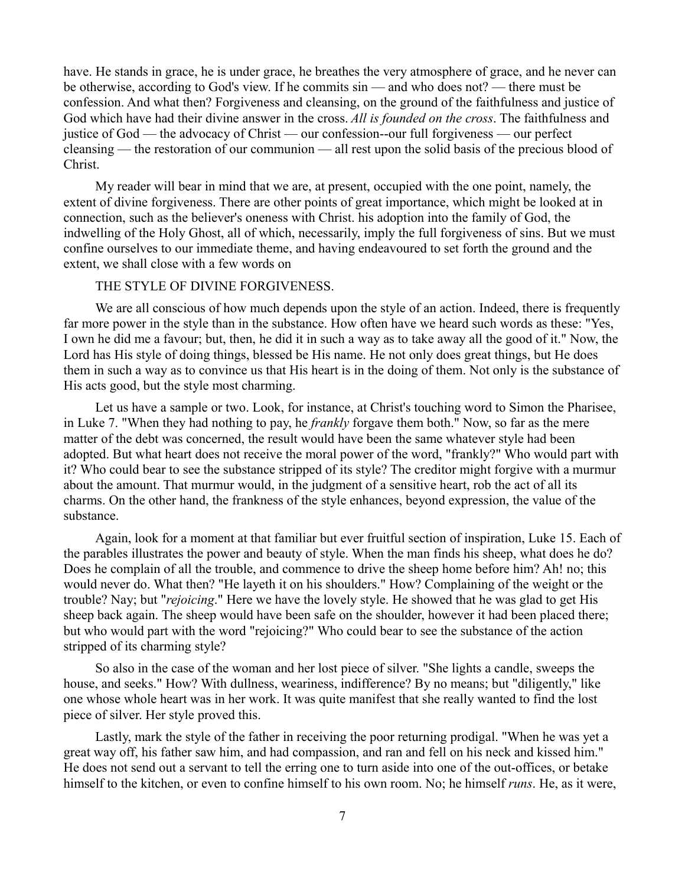have. He stands in grace, he is under grace, he breathes the very atmosphere of grace, and he never can be otherwise, according to God's view. If he commits sin — and who does not? — there must be confession. And what then? Forgiveness and cleansing, on the ground of the faithfulness and justice of God which have had their divine answer in the cross. *All is founded on the cross*. The faithfulness and justice of God — the advocacy of Christ — our confession--our full forgiveness — our perfect cleansing — the restoration of our communion — all rest upon the solid basis of the precious blood of Christ.

My reader will bear in mind that we are, at present, occupied with the one point, namely, the extent of divine forgiveness. There are other points of great importance, which might be looked at in connection, such as the believer's oneness with Christ. his adoption into the family of God, the indwelling of the Holy Ghost, all of which, necessarily, imply the full forgiveness of sins. But we must confine ourselves to our immediate theme, and having endeavoured to set forth the ground and the extent, we shall close with a few words on

THE STYLE OF DIVINE FORGIVENESS.

We are all conscious of how much depends upon the style of an action. Indeed, there is frequently far more power in the style than in the substance. How often have we heard such words as these: "Yes, I own he did me a favour; but, then, he did it in such a way as to take away all the good of it." Now, the Lord has His style of doing things, blessed be His name. He not only does great things, but He does them in such a way as to convince us that His heart is in the doing of them. Not only is the substance of His acts good, but the style most charming.

Let us have a sample or two. Look, for instance, at Christ's touching word to Simon the Pharisee, in Luke 7. "When they had nothing to pay, he *frankly* forgave them both." Now, so far as the mere matter of the debt was concerned, the result would have been the same whatever style had been adopted. But what heart does not receive the moral power of the word, "frankly?" Who would part with it? Who could bear to see the substance stripped of its style? The creditor might forgive with a murmur about the amount. That murmur would, in the judgment of a sensitive heart, rob the act of all its charms. On the other hand, the frankness of the style enhances, beyond expression, the value of the substance.

Again, look for a moment at that familiar but ever fruitful section of inspiration, Luke 15. Each of the parables illustrates the power and beauty of style. When the man finds his sheep, what does he do? Does he complain of all the trouble, and commence to drive the sheep home before him? Ah! no; this would never do. What then? "He layeth it on his shoulders." How? Complaining of the weight or the trouble? Nay; but "*rejoicing*." Here we have the lovely style. He showed that he was glad to get His sheep back again. The sheep would have been safe on the shoulder, however it had been placed there; but who would part with the word "rejoicing?" Who could bear to see the substance of the action stripped of its charming style?

So also in the case of the woman and her lost piece of silver. "She lights a candle, sweeps the house, and seeks." How? With dullness, weariness, indifference? By no means; but "diligently," like one whose whole heart was in her work. It was quite manifest that she really wanted to find the lost piece of silver. Her style proved this.

Lastly, mark the style of the father in receiving the poor returning prodigal. "When he was yet a great way off, his father saw him, and had compassion, and ran and fell on his neck and kissed him." He does not send out a servant to tell the erring one to turn aside into one of the out-offices, or betake himself to the kitchen, or even to confine himself to his own room. No; he himself *runs*. He, as it were,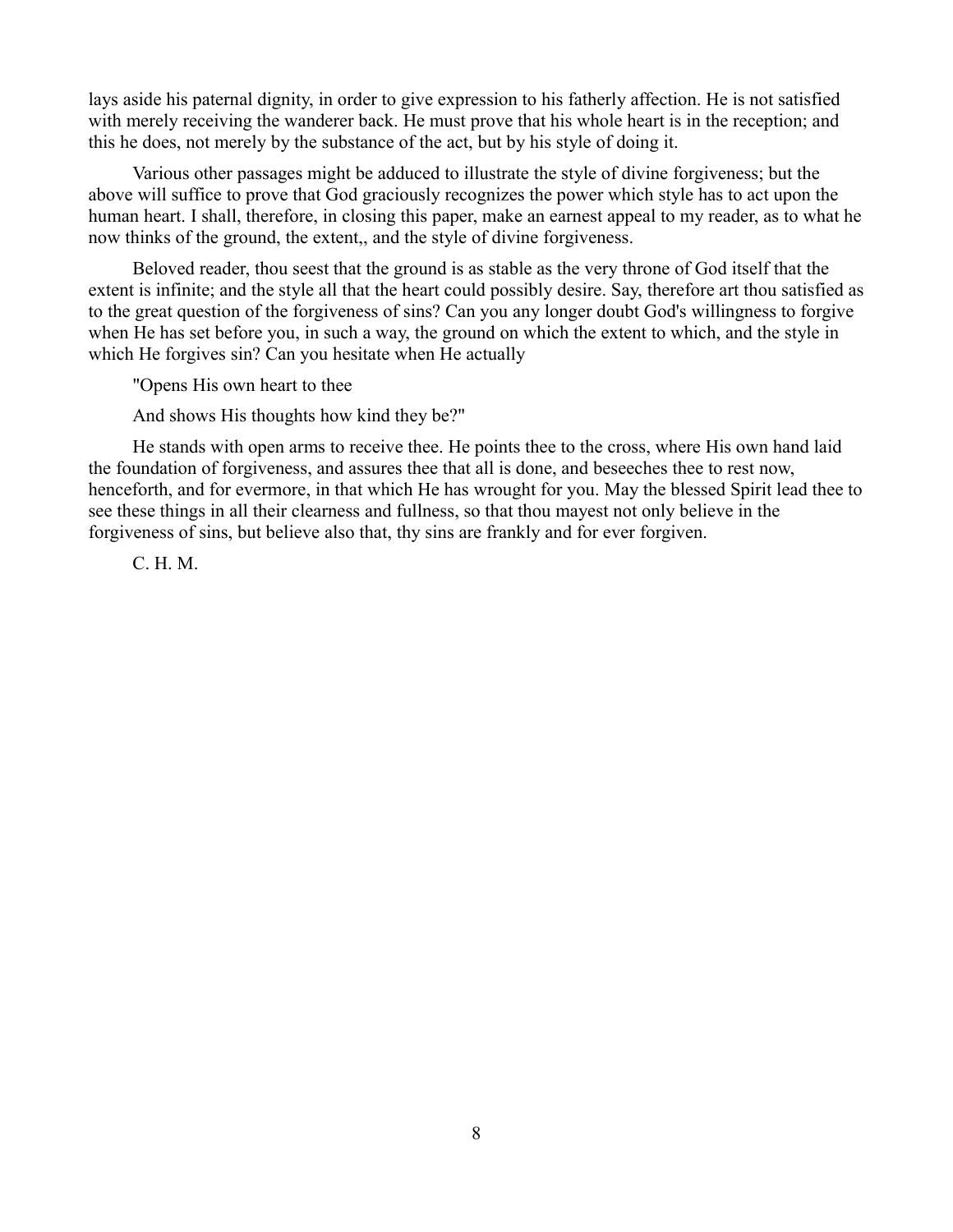lays aside his paternal dignity, in order to give expression to his fatherly affection. He is not satisfied with merely receiving the wanderer back. He must prove that his whole heart is in the reception; and this he does, not merely by the substance of the act, but by his style of doing it.

Various other passages might be adduced to illustrate the style of divine forgiveness; but the above will suffice to prove that God graciously recognizes the power which style has to act upon the human heart. I shall, therefore, in closing this paper, make an earnest appeal to my reader, as to what he now thinks of the ground, the extent,, and the style of divine forgiveness.

Beloved reader, thou seest that the ground is as stable as the very throne of God itself that the extent is infinite; and the style all that the heart could possibly desire. Say, therefore art thou satisfied as to the great question of the forgiveness of sins? Can you any longer doubt God's willingness to forgive when He has set before you, in such a way, the ground on which the extent to which, and the style in which He forgives sin? Can you hesitate when He actually

"Opens His own heart to thee

And shows His thoughts how kind they be?"

He stands with open arms to receive thee. He points thee to the cross, where His own hand laid the foundation of forgiveness, and assures thee that all is done, and beseeches thee to rest now, henceforth, and for evermore, in that which He has wrought for you. May the blessed Spirit lead thee to see these things in all their clearness and fullness, so that thou mayest not only believe in the forgiveness of sins, but believe also that, thy sins are frankly and for ever forgiven.

C. H. M.